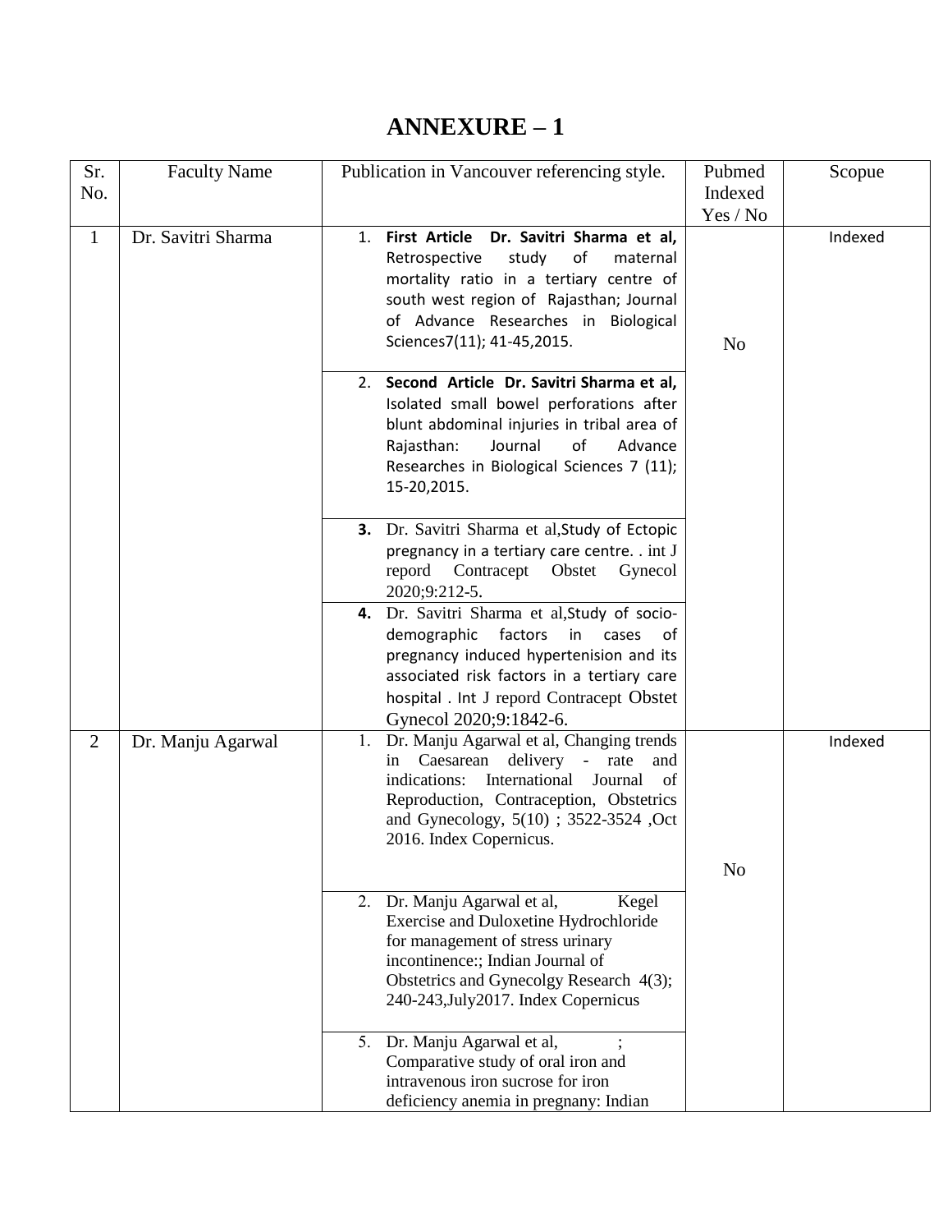# ANNEXURE – 1

| Sr. No. | Faculty Name | Publication in Vancouver referencing style. | Pubmed Indexed Yes / No | Scopue |
|---|---|---|---|---|
| 1 | Dr. Savitri Sharma | 1. **First Article Dr. Savitri Sharma et al,** Retrospective study of maternal mortality ratio in a tertiary centre of south west region of Rajasthan; Journal of Advance Researches in Biological Sciences7(11); 41-45,2015. | No | Indexed |
| | | 2. **Second Article Dr. Savitri Sharma et al,** Isolated small bowel perforations after blunt abdominal injuries in tribal area of Rajasthan: Journal of Advance Researches in Biological Sciences 7 (11); 15-20,2015. | | |
| | | **3.** Dr. Savitri Sharma et al,Study of Ectopic pregnancy in a tertiary care centre. . int J repord Contracept Obstet Gynecol 2020;9:212-5. | | |
| | | **4.** Dr. Savitri Sharma et al,Study of socio-demographic factors in cases of pregnancy induced hypertenision and its associated risk factors in a tertiary care hospital . Int J repord Contracept Obstet Gynecol 2020;9:1842-6. | | |
| 2 | Dr. Manju Agarwal | 1. Dr. Manju Agarwal et al, Changing trends in Caesarean delivery - rate and indications: International Journal of Reproduction, Contraception, Obstetrics and Gynecology, 5(10) ; 3522-3524 ,Oct 2016. Index Copernicus. | No | Indexed |
| | | 2. Dr. Manju Agarwal et al, Kegel Exercise and Duloxetine Hydrochloride for management of stress urinary incontinence:; Indian Journal of Obstetrics and Gynecolgy Research 4(3); 240-243,July2017. Index Copernicus | | |
| | | 5. Dr. Manju Agarwal et al, ; Comparative study of oral iron and intravenous iron sucrose for iron deficiency anemia in pregnany: Indian | | |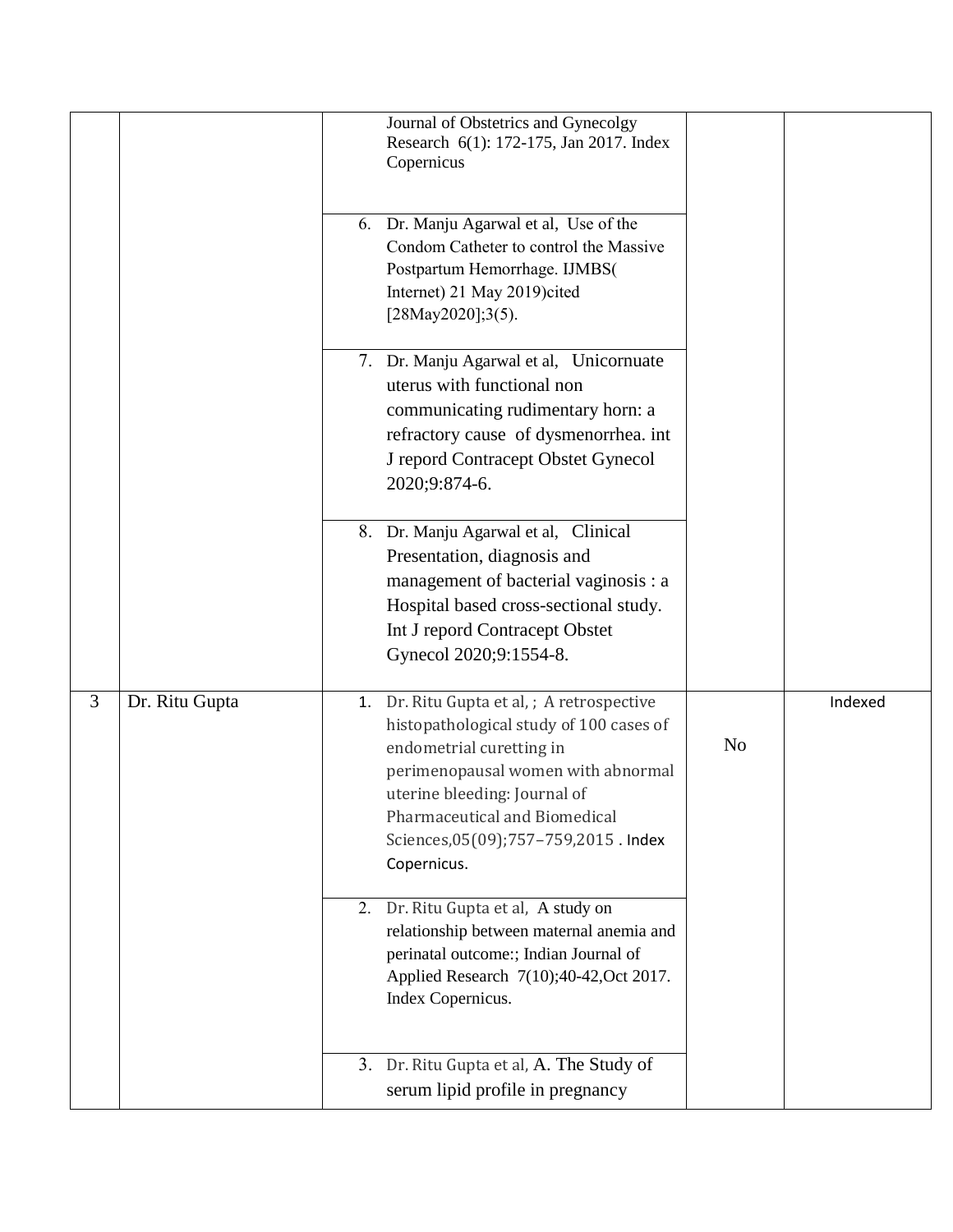| | | | | |
|---|---|---|---|---|
| | | Journal of Obstetrics and Gynecolgy Research 6(1): 172-175, Jan 2017. Index Copernicus | | |
| | | 6. Dr. Manju Agarwal et al, Use of the Condom Catheter to control the Massive Postpartum Hemorrhage. IJMBS( Internet) 21 May 2019)cited [28May2020];3(5). | | |
| | | 7. Dr. Manju Agarwal et al, Unicornuate uterus with functional non communicating rudimentary horn: a refractory cause of dysmenorrhea. int J repord Contracept Obstet Gynecol 2020;9:874-6. | | |
| | | 8. Dr. Manju Agarwal et al, Clinical Presentation, diagnosis and management of bacterial vaginosis : a Hospital based cross-sectional study. Int J repord Contracept Obstet Gynecol 2020;9:1554-8. | | |
| 3 | Dr. Ritu Gupta | 1. Dr. Ritu Gupta et al, ; A retrospective histopathological study of 100 cases of endometrial curetting in perimenopausal women with abnormal uterine bleeding: Journal of Pharmaceutical and Biomedical Sciences,05(09);757–759,2015 . Index Copernicus. | No | Indexed |
| | | 2. Dr. Ritu Gupta et al, A study on relationship between maternal anemia and perinatal outcome:; Indian Journal of Applied Research 7(10);40-42,Oct 2017. Index Copernicus. | | |
| | | 3. Dr. Ritu Gupta et al, A. The Study of serum lipid profile in pregnancy | | |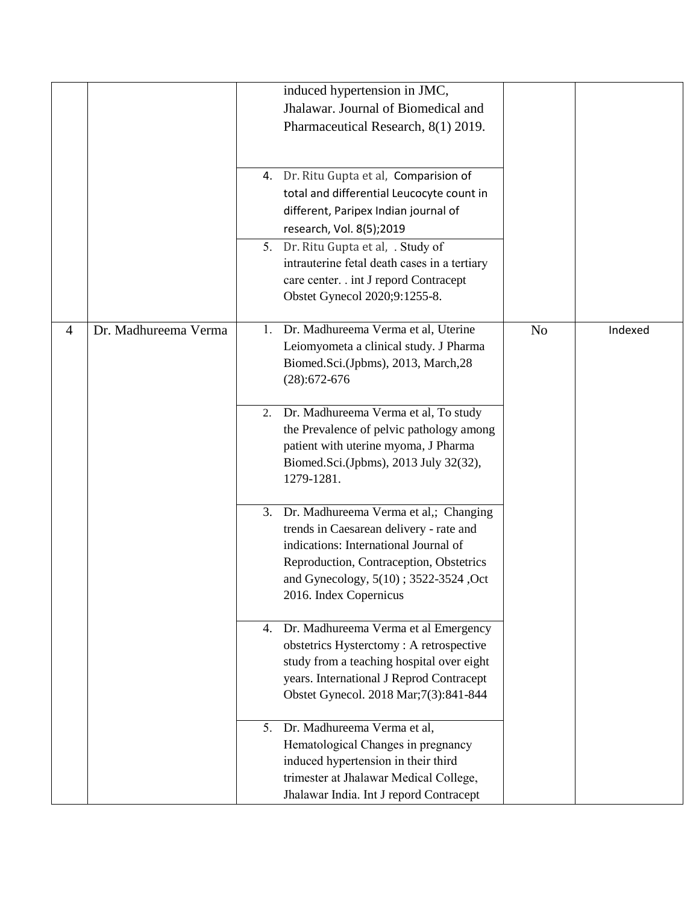| | | | | |
|---|---|---|---|---|
| | | induced hypertension in JMC, Jhalawar. Journal of Biomedical and Pharmaceutical Research, 8(1) 2019. | | |
| | | 4. Dr. Ritu Gupta et al, Comparision of total and differential Leucocyte count in different, Paripex Indian journal of research, Vol. 8(5);2019 | | |
| | | 5. Dr. Ritu Gupta et al, . Study of intrauterine fetal death cases in a tertiary care center. . int J repord Contracept Obstet Gynecol 2020;9:1255-8. | | |
| 4 | Dr. Madhureema Verma | 1. Dr. Madhureema Verma et al, Uterine Leiomyometa a clinical study. J Pharma Biomed.Sci.(Jpbms), 2013, March,28 (28):672-676 | No | Indexed |
| | | 2. Dr. Madhureema Verma et al, To study the Prevalence of pelvic pathology among patient with uterine myoma, J Pharma Biomed.Sci.(Jpbms), 2013 July 32(32), 1279-1281. | | |
| | | 3. Dr. Madhureema Verma et al,; Changing trends in Caesarean delivery - rate and indications: International Journal of Reproduction, Contraception, Obstetrics and Gynecology, 5(10) ; 3522-3524 ,Oct 2016. Index Copernicus | | |
| | | 4. Dr. Madhureema Verma et al Emergency obstetrics Hysterctomy : A retrospective study from a teaching hospital over eight years. International J Reprod Contracept Obstet Gynecol. 2018 Mar;7(3):841-844 | | |
| | | 5. Dr. Madhureema Verma et al, Hematological Changes in pregnancy induced hypertension in their third trimester at Jhalawar Medical College, Jhalawar India. Int J repord Contracept | | |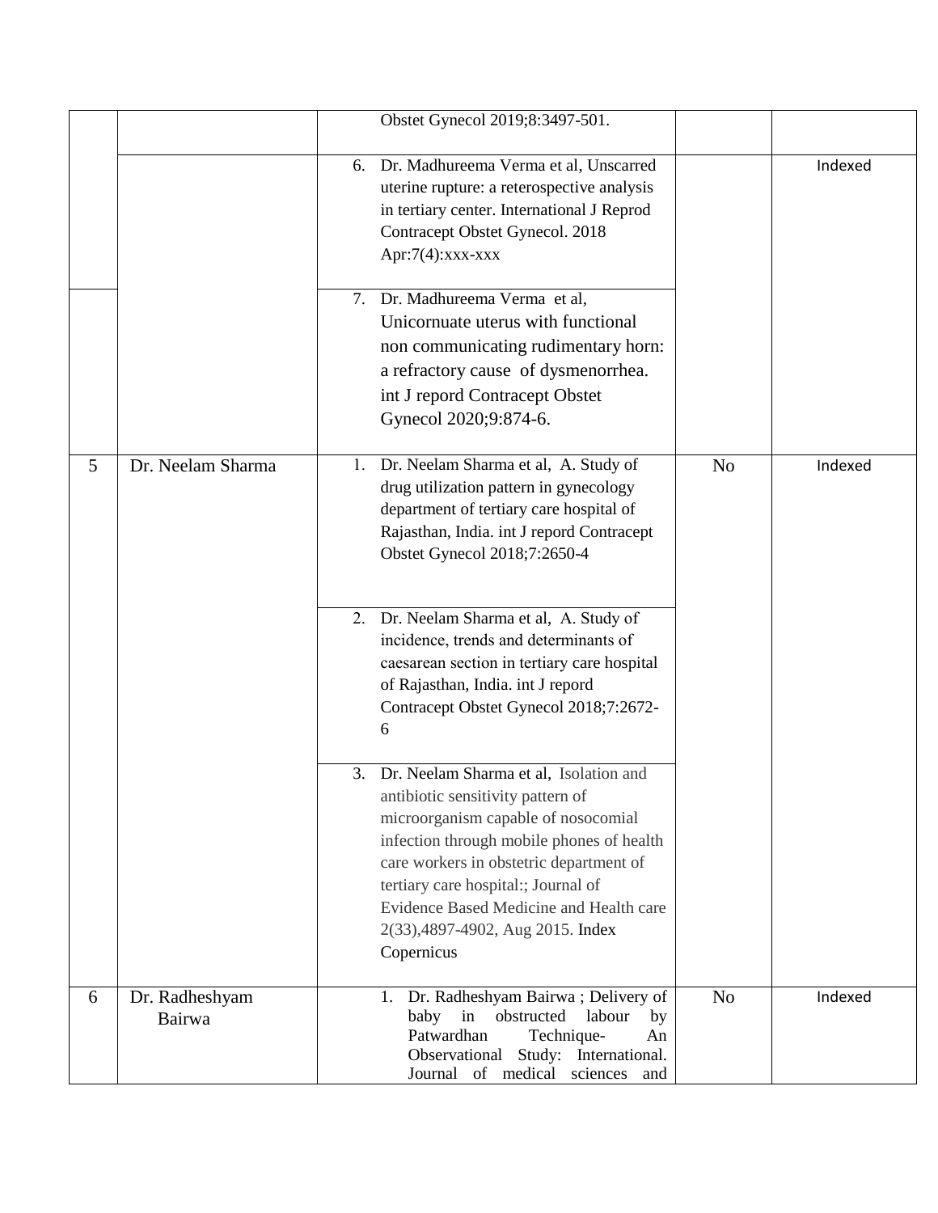| | | | | |
|---|---|---|---|---|
| | | Obstet Gynecol 2019;8:3497-501. | | |
| | | 6. Dr. Madhureema Verma et al, Unscarred uterine rupture: a reterospective analysis in tertiary center. International J Reprod Contracept Obstet Gynecol. 2018 Apr:7(4):xxx-xxx | | Indexed |
| | | 7. Dr. Madhureema Verma et al, Unicornuate uterus with functional non communicating rudimentary horn: a refractory cause of dysmenorrhea. int J repord Contracept Obstet Gynecol 2020;9:874-6. | | |
| 5 | Dr. Neelam Sharma | 1. Dr. Neelam Sharma et al, A. Study of drug utilization pattern in gynecology department of tertiary care hospital of Rajasthan, India. int J repord Contracept Obstet Gynecol 2018;7:2650-4 | No | Indexed |
| | | 2. Dr. Neelam Sharma et al, A. Study of incidence, trends and determinants of caesarean section in tertiary care hospital of Rajasthan, India. int J repord Contracept Obstet Gynecol 2018;7:2672-6 | | |
| | | 3. Dr. Neelam Sharma et al, Isolation and antibiotic sensitivity pattern of microorganism capable of nosocomial infection through mobile phones of health care workers in obstetric department of tertiary care hospital:; Journal of Evidence Based Medicine and Health care 2(33),4897-4902, Aug 2015. Index Copernicus | | |
| 6 | Dr. Radheshyam Bairwa | 1. Dr. Radheshyam Bairwa ; Delivery of baby in obstructed labour by Patwardhan Technique- An Observational Study: International. Journal of medical sciences and | No | Indexed |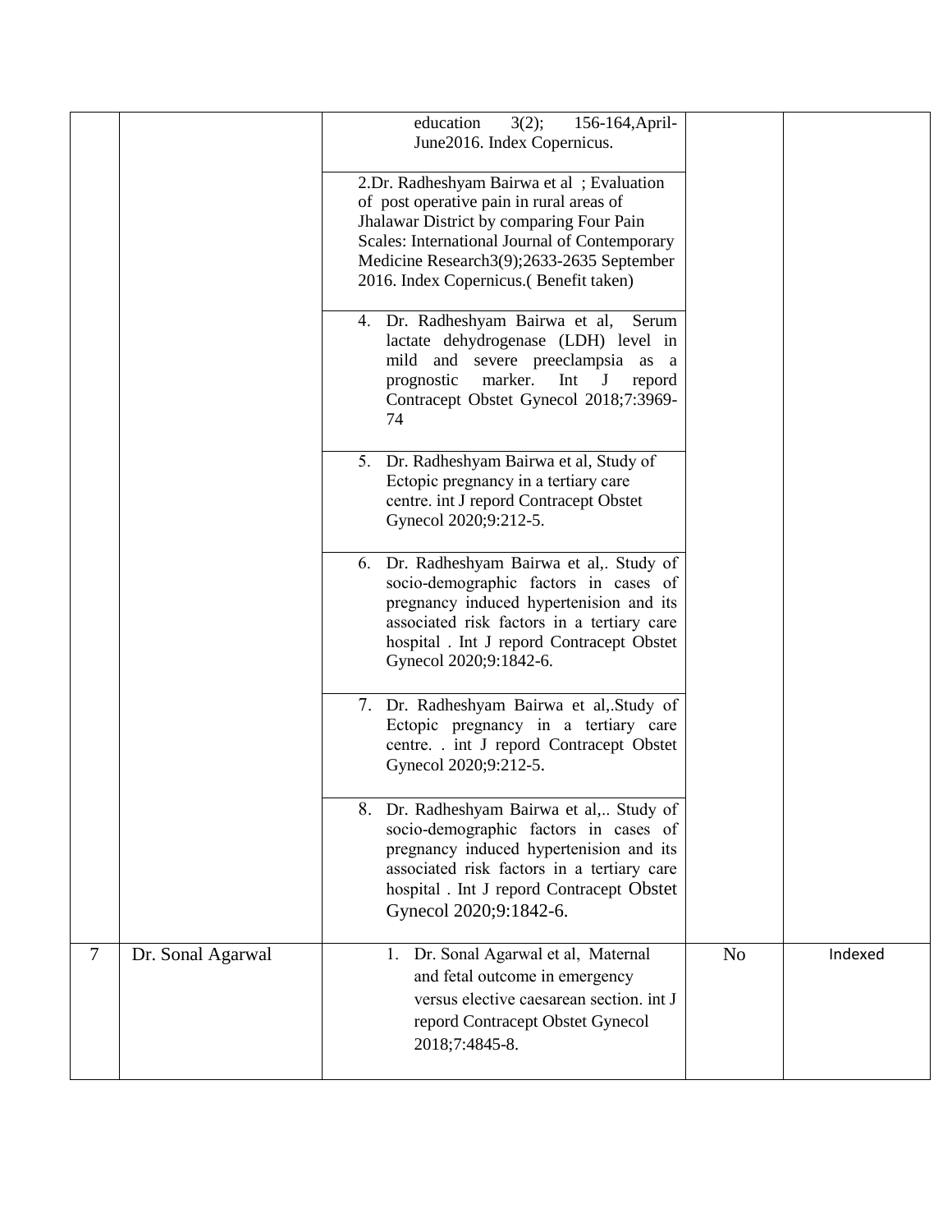| | | | | |
|---|---|---|---|---|
| | | education 3(2); 156-164,April-June2016. Index Copernicus. | | |
| | | 2.Dr. Radheshyam Bairwa et al ; Evaluation of post operative pain in rural areas of Jhalawar District by comparing Four Pain Scales: International Journal of Contemporary Medicine Research3(9);2633-2635 September 2016. Index Copernicus.( Benefit taken) | | |
| | | 4. Dr. Radheshyam Bairwa et al, Serum lactate dehydrogenase (LDH) level in mild and severe preeclampsia as a prognostic marker. Int J repord Contracept Obstet Gynecol 2018;7:3969-74 | | |
| | | 5. Dr. Radheshyam Bairwa et al, Study of Ectopic pregnancy in a tertiary care centre. int J repord Contracept Obstet Gynecol 2020;9:212-5. | | |
| | | 6. Dr. Radheshyam Bairwa et al,. Study of socio-demographic factors in cases of pregnancy induced hypertenision and its associated risk factors in a tertiary care hospital . Int J repord Contracept Obstet Gynecol 2020;9:1842-6. | | |
| | | 7. Dr. Radheshyam Bairwa et al,.Study of Ectopic pregnancy in a tertiary care centre. . int J repord Contracept Obstet Gynecol 2020;9:212-5. | | |
| | | 8. Dr. Radheshyam Bairwa et al,.. Study of socio-demographic factors in cases of pregnancy induced hypertenision and its associated risk factors in a tertiary care hospital . Int J repord Contracept Obstet Gynecol 2020;9:1842-6. | | |
| 7 | Dr. Sonal Agarwal | 1. Dr. Sonal Agarwal et al, Maternal and fetal outcome in emergency versus elective caesarean section. int J repord Contracept Obstet Gynecol 2018;7:4845-8. | No | Indexed |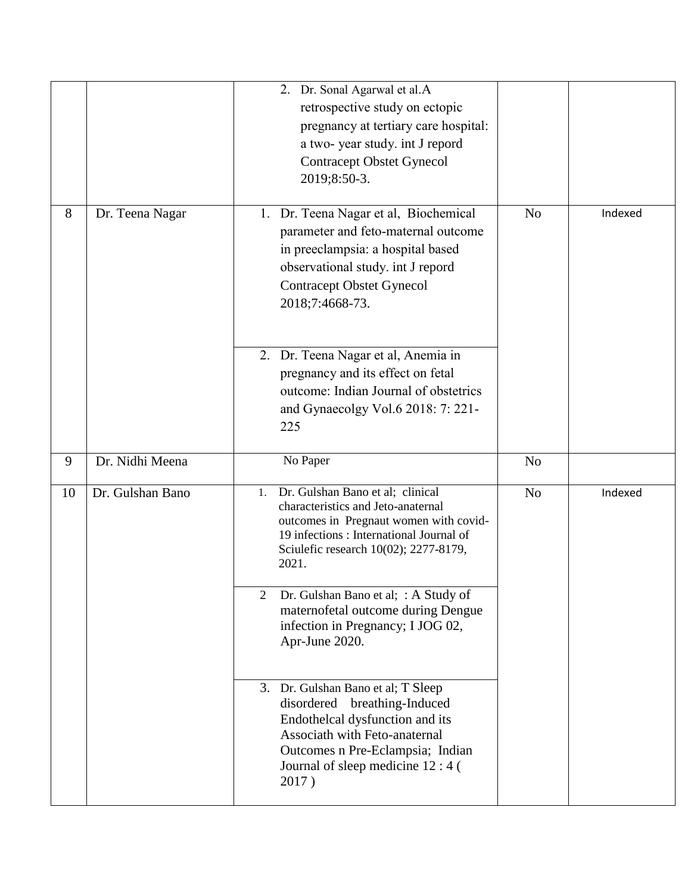| | | | | |
|---|---|---|---|---|
| | | 2. Dr. Sonal Agarwal et al.A retrospective study on ectopic pregnancy at tertiary care hospital: a two- year study. int J repord Contracept Obstet Gynecol 2019;8:50-3. | | |
| 8 | Dr. Teena Nagar | 1. Dr. Teena Nagar et al, Biochemical parameter and feto-maternal outcome in preeclampsia: a hospital based observational study. int J repord Contracept Obstet Gynecol 2018;7:4668-73.<br><br>2. Dr. Teena Nagar et al, Anemia in pregnancy and its effect on fetal outcome: Indian Journal of obstetrics and Gynaecolgy Vol.6 2018: 7: 221-225 | No | Indexed |
| 9 | Dr. Nidhi Meena | No Paper | No | |
| 10 | Dr. Gulshan Bano | 1. Dr. Gulshan Bano et al; clinical characteristics and Jeto-anaternal outcomes in Pregnaut women with covid-19 infections : International Journal of Sciulefic research 10(02); 2277-8179, 2021.<br><br>2 Dr. Gulshan Bano et al; : A Study of maternofetal outcome during Dengue infection in Pregnancy; I JOG 02, Apr-June 2020.<br><br>3. Dr. Gulshan Bano et al; T Sleep disordered breathing-Induced Endothelcal dysfunction and its Associath with Feto-anaternal Outcomes n Pre-Eclampsia; Indian Journal of sleep medicine 12 : 4 ( 2017 ) | No | Indexed |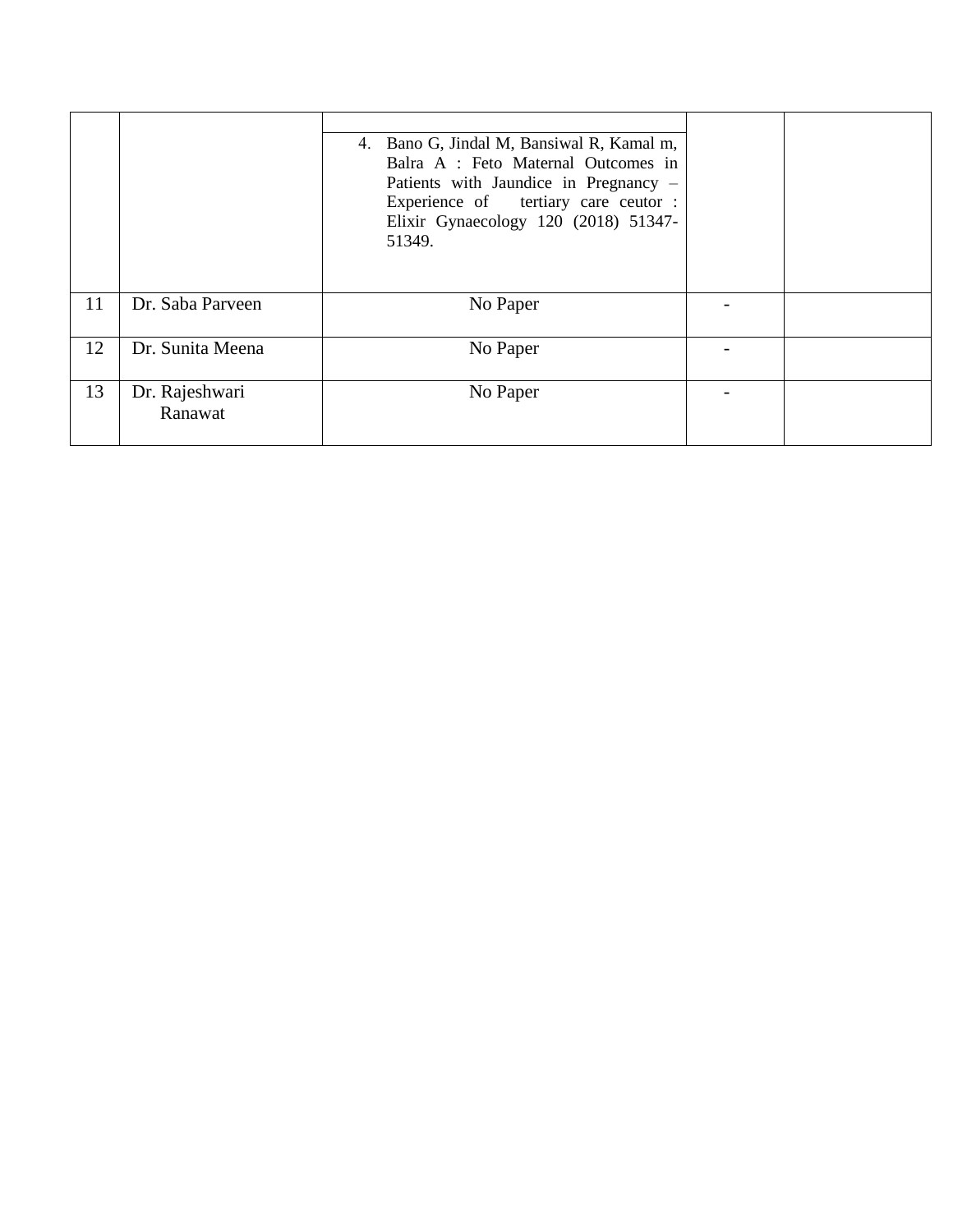| | | | | |
|---|---|---|---|---|
| | | 4. Bano G, Jindal M, Bansiwal R, Kamal m, Balra A : Feto Maternal Outcomes in Patients with Jaundice in Pregnancy – Experience of tertiary care ceutor : Elixir Gynaecology 120 (2018) 51347-51349. | | |
| 11 | Dr. Saba Parveen | No Paper | - | |
| 12 | Dr. Sunita Meena | No Paper | - | |
| 13 | Dr. Rajeshwari Ranawat | No Paper | - | |